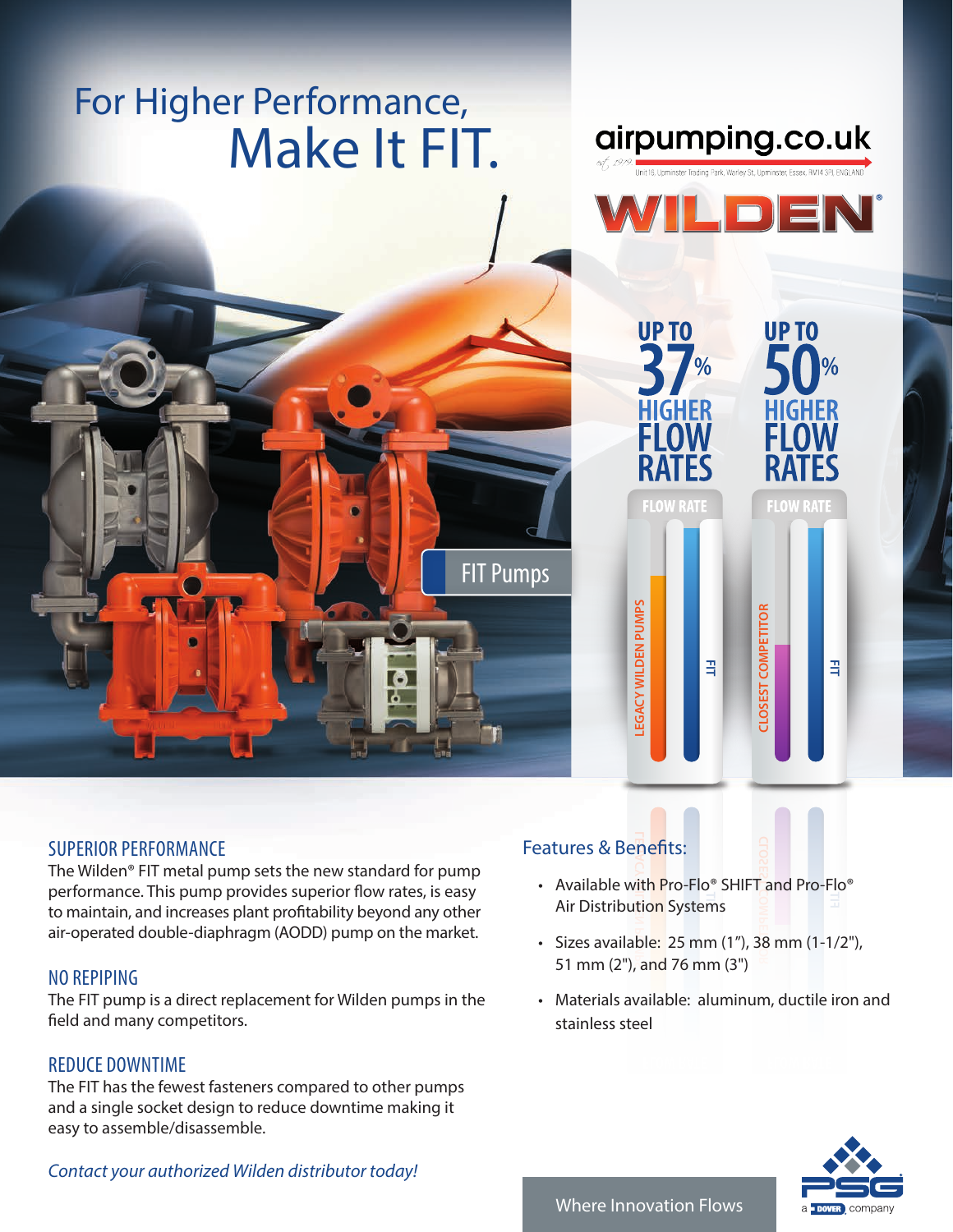# For Higher Performance, Make It FIT.

airpumping.co.uk

Unit 16, Upminster Trading Park, Warley St, Upminster, Essex, RM14 3PJ, ENGLAND

WILDEN®

FIT Pumps

**UP TO 37% HIGHER FLOW RATES**

FLOW RATE

LEGACY WILDEN PUMPS | FIT

**UP TO 50% HIGHER FLOW RATES**

FLOW RATE

CLOSEST COMPETITOR | FIT

## SUPERIOR PERFORMANCE

The Wilden® FIT metal pump sets the new standard for pump performance. This pump provides superior flow rates, is easy to maintain, and increases plant profitability beyond any other air-operated double-diaphragm (AODD) pump on the market.

## NO REPIPING

The FIT pump is a direct replacement for Wilden pumps in the field and many competitors.

## REDUCE DOWNTIME

The FIT has the fewest fasteners compared to other pumps and a single socket design to reduce downtime making it easy to assemble/disassemble.

*Contact your authorized Wilden distributor today!*

## Features & Benefits:

- Available with Pro-Flo® SHIFT and Pro-Flo® Air Distribution Systems
- Sizes available: 25 mm (1"), 38 mm (1-1/2"), 51 mm (2"), and 76 mm (3")
- Materials available: aluminum, ductile iron and stainless steel

Where Innovation Flows

PSG a DOVER company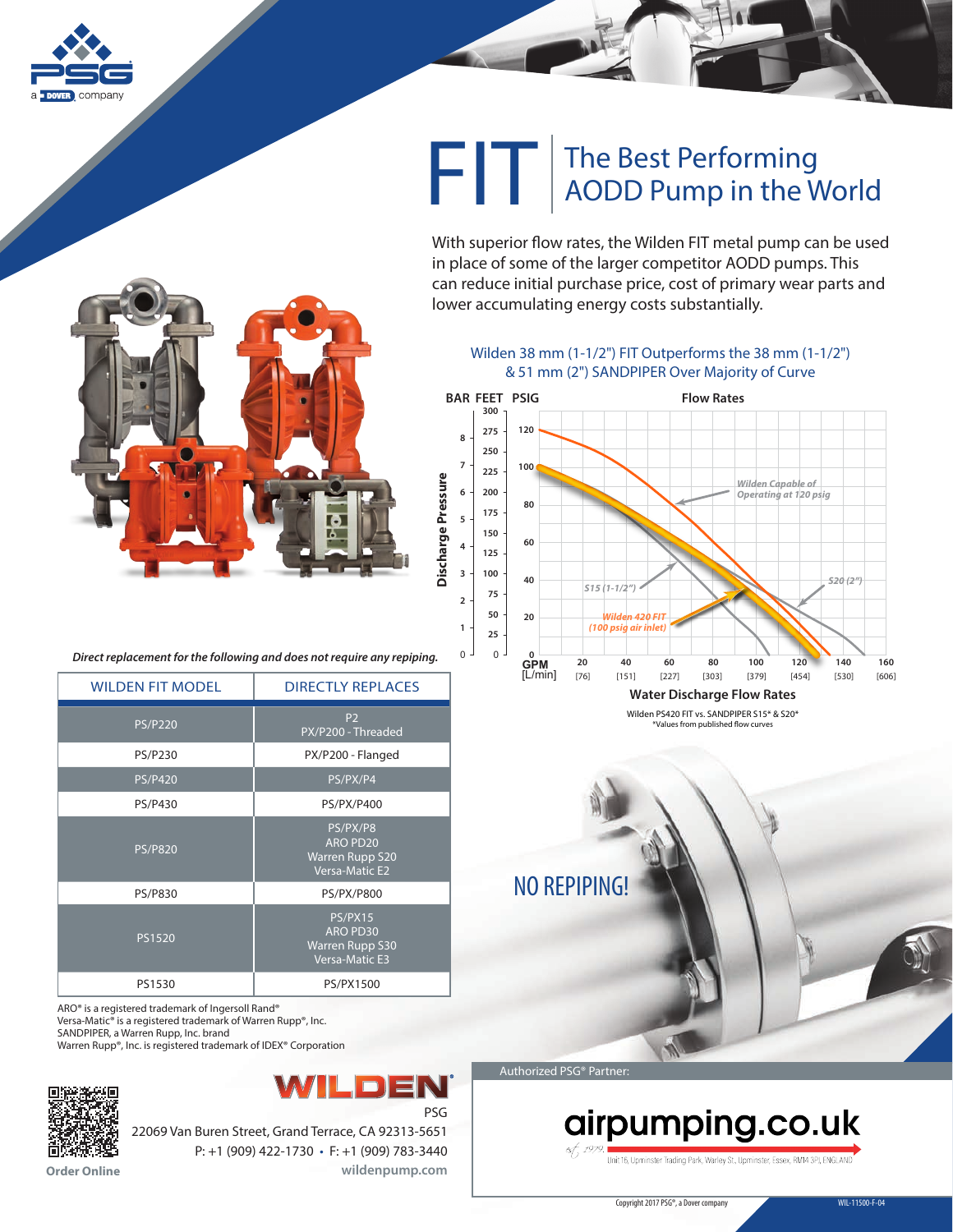# FIT | The Best Performing AODD Pump in the World

With superior flow rates, the Wilden FIT metal pump can be used in place of some of the larger competitor AODD pumps. This can reduce initial purchase price, cost of primary wear parts and lower accumulating energy costs substantially.

### Wilden 38 mm (1-1/2") FIT Outperforms the 38 mm (1-1/2") & 51 mm (2") SANDPIPER Over Majority of Curve

BAR FEET PSIG

Flow Rates

Discharge Pressure

BAR: 0, 1, 2, 3, 4, 5, 6, 7, 8

FEET: 0, 25, 50, 75, 100, 125, 150, 175, 200, 225, 250, 275, 300

PSIG: 0, 20, 40, 60, 80, 100, 120

Wilden Capable of Operating at 120 psig

S15 (1-1/2")

S20 (2")

Wilden 420 FIT (100 psig air inlet)

GPM: 20, 40, 60, 80, 100, 120, 140, 160

[L/min]: [76], [151], [227], [303], [379], [454], [530], [606]

**Water Discharge Flow Rates**

Wilden PS420 FIT vs. SANDPIPER S15* & S20*
*Values from published flow curves

*Direct replacement for the following and does not require any repiping.*

| WILDEN FIT MODEL | DIRECTLY REPLACES |
|---|---|
| PS/P220 | P2<br>PX/P200 - Threaded |
| PS/P230 | PX/P200 - Flanged |
| PS/P420 | PS/PX/P4 |
| PS/P430 | PS/PX/P400 |
| PS/P820 | PS/PX/P8<br>ARO PD20<br>Warren Rupp S20<br>Versa-Matic E2 |
| PS/P830 | PS/PX/P800 |
| PS1520 | PS/PX15<br>ARO PD30<br>Warren Rupp S30<br>Versa-Matic E3 |
| PS1530 | PS/PX1500 |

ARO® is a registered trademark of Ingersoll Rand®
Versa-Matic® is a registered trademark of Warren Rupp®, Inc.
SANDPIPER, a Warren Rupp, Inc. brand
Warren Rupp®, Inc. is registered trademark of IDEX® Corporation

## NO REPIPING!

Order Online

WILDEN® PSG
22069 Van Buren Street, Grand Terrace, CA 92313-5651
P: +1 (909) 422-1730 • F: +1 (909) 783-3440
wildenpump.com

Authorized PSG® Partner:

airpumping.co.uk
est. 1979
Unit 16, Upminster Trading Park, Warley St., Upminster, Essex, RM14 3PJ, ENGLAND

Copyright 2017 PSG®, a Dover company

WIL-11500-F-04